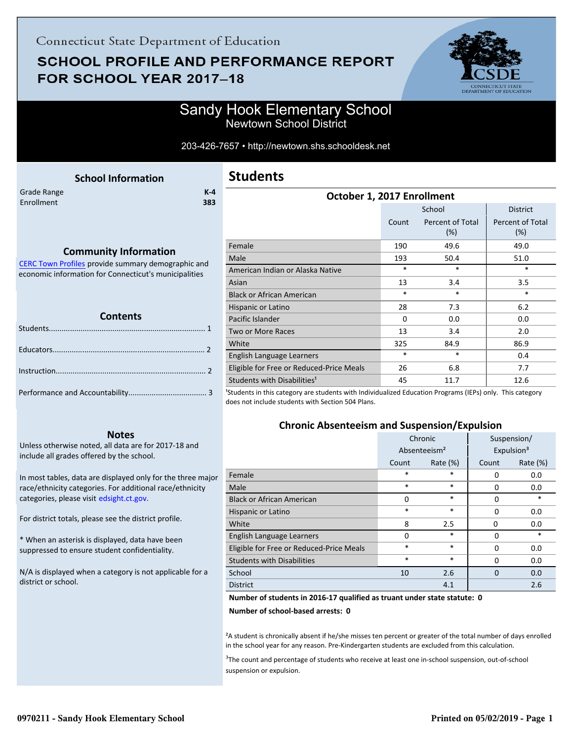Connecticut State Department of Education

# SCHOOL PROFILE AND PERFORMANCE REPORT FOR SCHOOL YEAR 2017–18

## Sandy Hook Elementary School

Newtown School District

203-426-7657 • http://newtown.shs.schooldesk.net

### School Information

| | |
|---|---|
| Grade Range | K-4 |
| Enrollment | 383 |

### Community Information

CERC Town Profiles provide summary demographic and economic information for Connecticut's municipalities

### Contents

Students........................................................................ 1

Educators...................................................................... 2

Instruction..................................................................... 2

Performance and Accountability.................................... 3

### Notes

Unless otherwise noted, all data are for 2017-18 and include all grades offered by the school.

In most tables, data are displayed only for the three major race/ethnicity categories. For additional race/ethnicity categories, please visit edsight.ct.gov.

For district totals, please see the district profile.

* When an asterisk is displayed, data have been suppressed to ensure student confidentiality.

N/A is displayed when a category is not applicable for a district or school.

## Students

### October 1, 2017 Enrollment

| | School | | District |
|---|---|---|---|
| | Count | Percent of Total (%) | Percent of Total (%) |
| Female | 190 | 49.6 | 49.0 |
| Male | 193 | 50.4 | 51.0 |
| American Indian or Alaska Native | * | * | * |
| Asian | 13 | 3.4 | 3.5 |
| Black or African American | * | * | * |
| Hispanic or Latino | 28 | 7.3 | 6.2 |
| Pacific Islander | 0 | 0.0 | 0.0 |
| Two or More Races | 13 | 3.4 | 2.0 |
| White | 325 | 84.9 | 86.9 |
| English Language Learners | * | * | 0.4 |
| Eligible for Free or Reduced-Price Meals | 26 | 6.8 | 7.7 |
| Students with Disabilities[1] | 45 | 11.7 | 12.6 |

[1]Students in this category are students with Individualized Education Programs (IEPs) only. This category does not include students with Section 504 Plans.

### Chronic Absenteeism and Suspension/Expulsion

| | Chronic Absenteeism[2] | | Suspension/ Expulsion[3] | |
|---|---|---|---|---|
| | Count | Rate (%) | Count | Rate (%) |
| Female | * | * | 0 | 0.0 |
| Male | * | * | 0 | 0.0 |
| Black or African American | 0 | * | 0 | * |
| Hispanic or Latino | * | * | 0 | 0.0 |
| White | 8 | 2.5 | 0 | 0.0 |
| English Language Learners | 0 | * | 0 | * |
| Eligible for Free or Reduced-Price Meals | * | * | 0 | 0.0 |
| Students with Disabilities | * | * | 0 | 0.0 |
| School | 10 | 2.6 | 0 | 0.0 |
| District | | 4.1 | | 2.6 |

**Number of students in 2016-17 qualified as truant under state statute: 0**

**Number of school-based arrests: 0**

[2]A student is chronically absent if he/she misses ten percent or greater of the total number of days enrolled in the school year for any reason. Pre-Kindergarten students are excluded from this calculation.

[3]The count and percentage of students who receive at least one in-school suspension, out-of-school suspension or expulsion.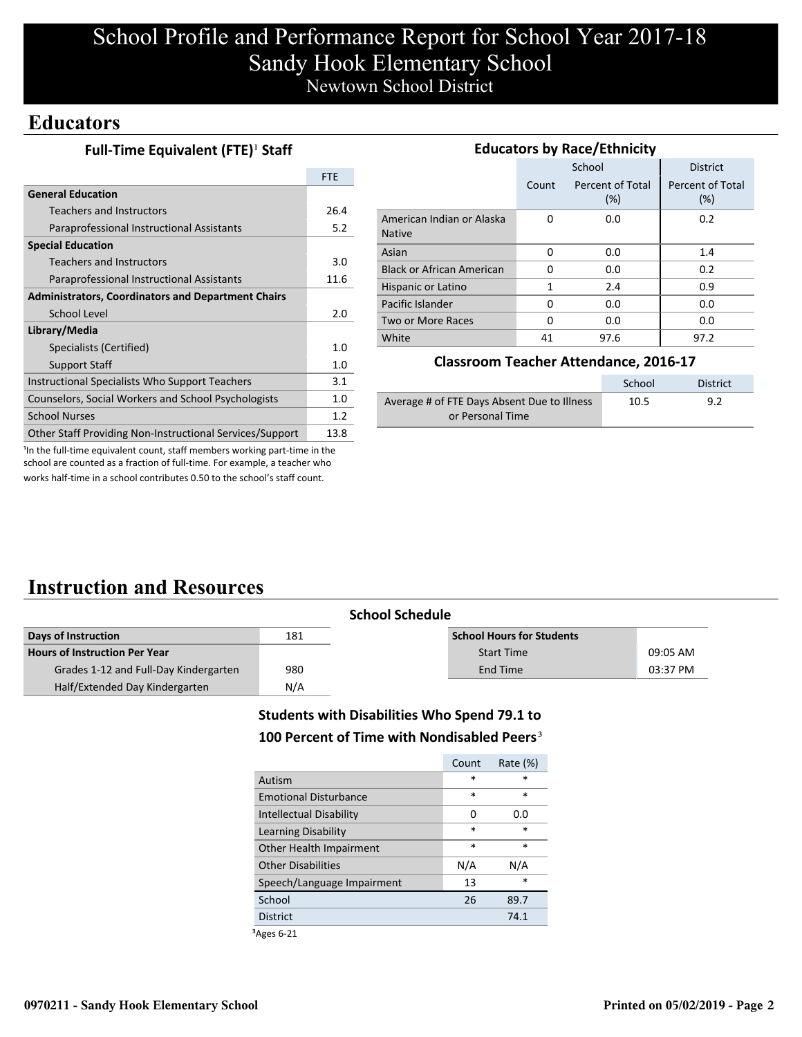# School Profile and Performance Report for School Year 2017-18
# Sandy Hook Elementary School
Newtown School District

## Educators

### Full-Time Equivalent (FTE)[1] Staff

| | FTE |
|---|---|
| **General Education** | |
| Teachers and Instructors | 26.4 |
| Paraprofessional Instructional Assistants | 5.2 |
| **Special Education** | |
| Teachers and Instructors | 3.0 |
| Paraprofessional Instructional Assistants | 11.6 |
| **Administrators, Coordinators and Department Chairs** | |
| School Level | 2.0 |
| **Library/Media** | |
| Specialists (Certified) | 1.0 |
| Support Staff | 1.0 |
| Instructional Specialists Who Support Teachers | 3.1 |
| Counselors, Social Workers and School Psychologists | 1.0 |
| School Nurses | 1.2 |
| Other Staff Providing Non-Instructional Services/Support | 13.8 |

[1]In the full-time equivalent count, staff members working part-time in the school are counted as a fraction of full-time. For example, a teacher who works half-time in a school contributes 0.50 to the school's staff count.

### Educators by Race/Ethnicity

| | School | | District |
|---|---|---|---|
| | Count | Percent of Total (%) | Percent of Total (%) |
| American Indian or Alaska Native | 0 | 0.0 | 0.2 |
| Asian | 0 | 0.0 | 1.4 |
| Black or African American | 0 | 0.0 | 0.2 |
| Hispanic or Latino | 1 | 2.4 | 0.9 |
| Pacific Islander | 0 | 0.0 | 0.0 |
| Two or More Races | 0 | 0.0 | 0.0 |
| White | 41 | 97.6 | 97.2 |

### Classroom Teacher Attendance, 2016-17

| | School | District |
|---|---|---|
| Average # of FTE Days Absent Due to Illness or Personal Time | 10.5 | 9.2 |

## Instruction and Resources

### School Schedule

| Days of Instruction | 181 |
|---|---|
| **Hours of Instruction Per Year** | |
| Grades 1-12 and Full-Day Kindergarten | 980 |
| Half/Extended Day Kindergarten | N/A |

| School Hours for Students | |
|---|---|
| Start Time | 09:05 AM |
| End Time | 03:37 PM |

### Students with Disabilities Who Spend 79.1 to 100 Percent of Time with Nondisabled Peers[3]

| | Count | Rate (%) |
|---|---|---|
| Autism | * | * |
| Emotional Disturbance | * | * |
| Intellectual Disability | 0 | 0.0 |
| Learning Disability | * | * |
| Other Health Impairment | * | * |
| Other Disabilities | N/A | N/A |
| Speech/Language Impairment | 13 | * |
| School | 26 | 89.7 |
| District | | 74.1 |

[3]Ages 6-21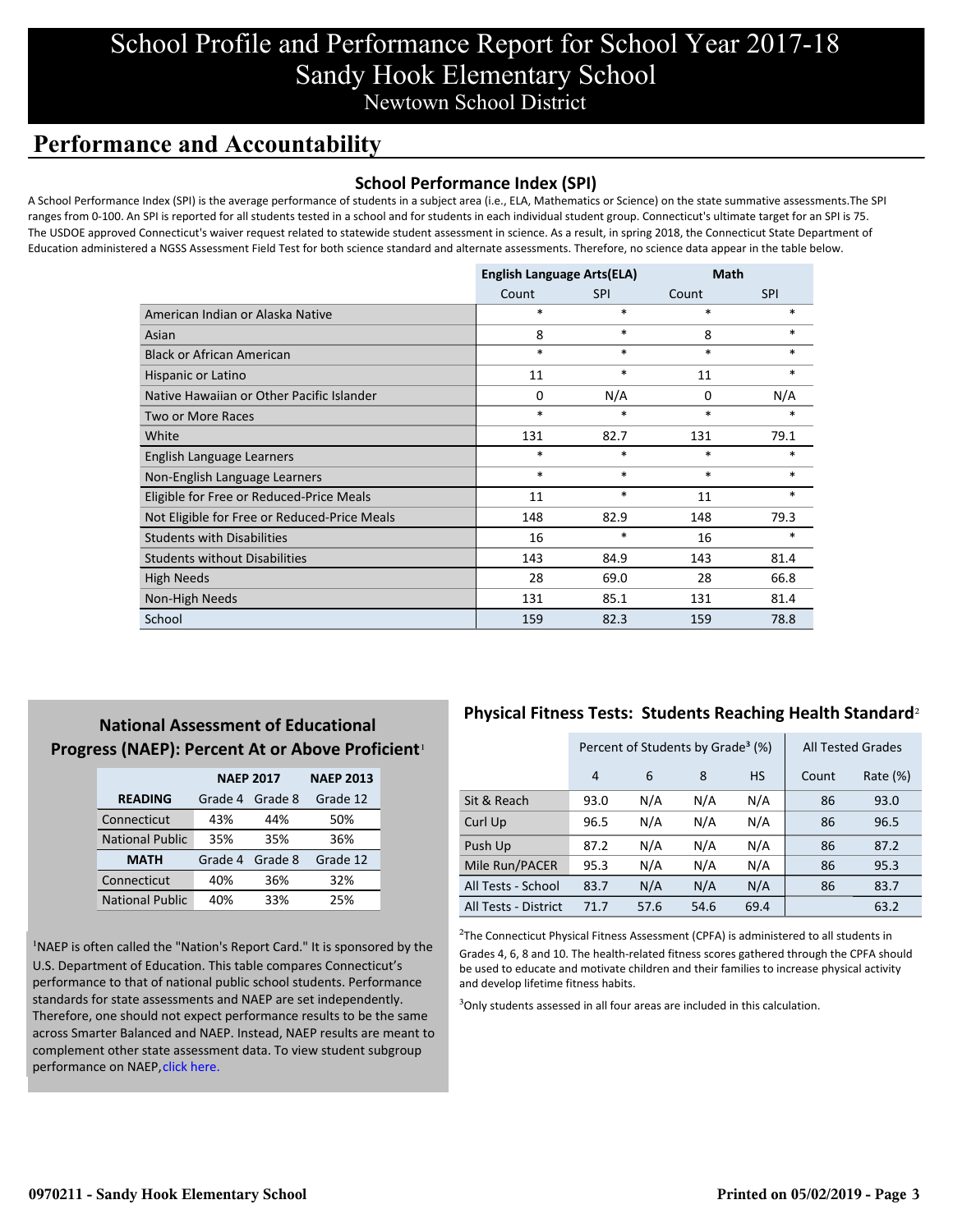# School Profile and Performance Report for School Year 2017-18
# Sandy Hook Elementary School
## Newtown School District

## Performance and Accountability

### School Performance Index (SPI)

A School Performance Index (SPI) is the average performance of students in a subject area (i.e., ELA, Mathematics or Science) on the state summative assessments.The SPI ranges from 0-100. An SPI is reported for all students tested in a school and for students in each individual student group. Connecticut's ultimate target for an SPI is 75. The USDOE approved Connecticut's waiver request related to statewide student assessment in science. As a result, in spring 2018, the Connecticut State Department of Education administered a NGSS Assessment Field Test for both science standard and alternate assessments. Therefore, no science data appear in the table below.

| | English Language Arts(ELA) | | Math | |
|---|---|---|---|---|
| | Count | SPI | Count | SPI |
| American Indian or Alaska Native | * | * | * | * |
| Asian | 8 | * | 8 | * |
| Black or African American | * | * | * | * |
| Hispanic or Latino | 11 | * | 11 | * |
| Native Hawaiian or Other Pacific Islander | 0 | N/A | 0 | N/A |
| Two or More Races | * | * | * | * |
| White | 131 | 82.7 | 131 | 79.1 |
| English Language Learners | * | * | * | * |
| Non-English Language Learners | * | * | * | * |
| Eligible for Free or Reduced-Price Meals | 11 | * | 11 | * |
| Not Eligible for Free or Reduced-Price Meals | 148 | 82.9 | 148 | 79.3 |
| Students with Disabilities | 16 | * | 16 | * |
| Students without Disabilities | 143 | 84.9 | 143 | 81.4 |
| High Needs | 28 | 69.0 | 28 | 66.8 |
| Non-High Needs | 131 | 85.1 | 131 | 81.4 |
| School | 159 | 82.3 | 159 | 78.8 |

### National Assessment of Educational Progress (NAEP): Percent At or Above Proficient[1]

| | NAEP 2017 | | NAEP 2013 |
|---|---|---|---|
| **READING** | Grade 4 | Grade 8 | Grade 12 |
| Connecticut | 43% | 44% | 50% |
| National Public | 35% | 35% | 36% |
| **MATH** | Grade 4 | Grade 8 | Grade 12 |
| Connecticut | 40% | 36% | 32% |
| National Public | 40% | 33% | 25% |

[1]NAEP is often called the "Nation's Report Card." It is sponsored by the U.S. Department of Education. This table compares Connecticut's performance to that of national public school students. Performance standards for state assessments and NAEP are set independently. Therefore, one should not expect performance results to be the same across Smarter Balanced and NAEP. Instead, NAEP results are meant to complement other state assessment data. To view student subgroup performance on NAEP, click here.

### Physical Fitness Tests: Students Reaching Health Standard[2]

| | Percent of Students by Grade[3] (%) | | | | All Tested Grades | |
|---|---|---|---|---|---|---|
| | 4 | 6 | 8 | HS | Count | Rate (%) |
| Sit & Reach | 93.0 | N/A | N/A | N/A | 86 | 93.0 |
| Curl Up | 96.5 | N/A | N/A | N/A | 86 | 96.5 |
| Push Up | 87.2 | N/A | N/A | N/A | 86 | 87.2 |
| Mile Run/PACER | 95.3 | N/A | N/A | N/A | 86 | 95.3 |
| All Tests - School | 83.7 | N/A | N/A | N/A | 86 | 83.7 |
| All Tests - District | 71.7 | 57.6 | 54.6 | 69.4 | | 63.2 |

[2]The Connecticut Physical Fitness Assessment (CPFA) is administered to all students in Grades 4, 6, 8 and 10. The health-related fitness scores gathered through the CPFA should be used to educate and motivate children and their families to increase physical activity and develop lifetime fitness habits.

[3]Only students assessed in all four areas are included in this calculation.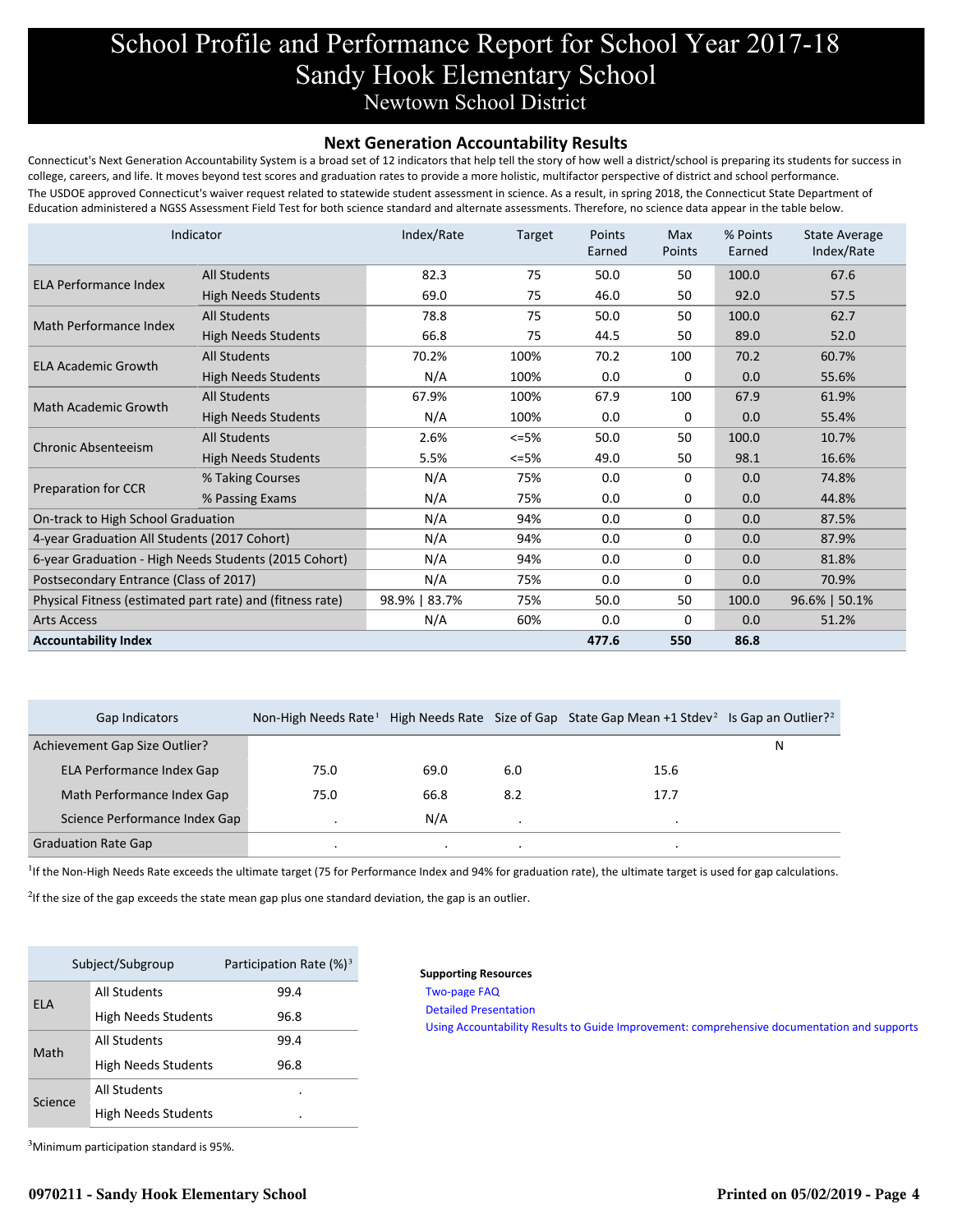# School Profile and Performance Report for School Year 2017-18
# Sandy Hook Elementary School
## Newtown School District

### Next Generation Accountability Results

Connecticut's Next Generation Accountability System is a broad set of 12 indicators that help tell the story of how well a district/school is preparing its students for success in college, careers, and life. It moves beyond test scores and graduation rates to provide a more holistic, multifactor perspective of district and school performance.

The USDOE approved Connecticut's waiver request related to statewide student assessment in science. As a result, in spring 2018, the Connecticut State Department of Education administered a NGSS Assessment Field Test for both science standard and alternate assessments. Therefore, no science data appear in the table below.

| Indicator | | Index/Rate | Target | Points Earned | Max Points | % Points Earned | State Average Index/Rate |
|---|---|---|---|---|---|---|---|
| ELA Performance Index | All Students | 82.3 | 75 | 50.0 | 50 | 100.0 | 67.6 |
| | High Needs Students | 69.0 | 75 | 46.0 | 50 | 92.0 | 57.5 |
| Math Performance Index | All Students | 78.8 | 75 | 50.0 | 50 | 100.0 | 62.7 |
| | High Needs Students | 66.8 | 75 | 44.5 | 50 | 89.0 | 52.0 |
| ELA Academic Growth | All Students | 70.2% | 100% | 70.2 | 100 | 70.2 | 60.7% |
| | High Needs Students | N/A | 100% | 0.0 | 0 | 0.0 | 55.6% |
| Math Academic Growth | All Students | 67.9% | 100% | 67.9 | 100 | 67.9 | 61.9% |
| | High Needs Students | N/A | 100% | 0.0 | 0 | 0.0 | 55.4% |
| Chronic Absenteeism | All Students | 2.6% | <=5% | 50.0 | 50 | 100.0 | 10.7% |
| | High Needs Students | 5.5% | <=5% | 49.0 | 50 | 98.1 | 16.6% |
| Preparation for CCR | % Taking Courses | N/A | 75% | 0.0 | 0 | 0.0 | 74.8% |
| | % Passing Exams | N/A | 75% | 0.0 | 0 | 0.0 | 44.8% |
| On-track to High School Graduation | | N/A | 94% | 0.0 | 0 | 0.0 | 87.5% |
| 4-year Graduation All Students (2017 Cohort) | | N/A | 94% | 0.0 | 0 | 0.0 | 87.9% |
| 6-year Graduation - High Needs Students (2015 Cohort) | | N/A | 94% | 0.0 | 0 | 0.0 | 81.8% |
| Postsecondary Entrance (Class of 2017) | | N/A | 75% | 0.0 | 0 | 0.0 | 70.9% |
| Physical Fitness (estimated part rate) and (fitness rate) | | 98.9% \| 83.7% | 75% | 50.0 | 50 | 100.0 | 96.6% \| 50.1% |
| Arts Access | | N/A | 60% | 0.0 | 0 | 0.0 | 51.2% |
| **Accountability Index** | | | | **477.6** | **550** | **86.8** | |

| Gap Indicators | Non-High Needs Rate[1] | High Needs Rate | Size of Gap | State Gap Mean +1 Stdev[2] | Is Gap an Outlier?[2] |
|---|---|---|---|---|---|
| Achievement Gap Size Outlier? | | | | | N |
| ELA Performance Index Gap | 75.0 | 69.0 | 6.0 | 15.6 | |
| Math Performance Index Gap | 75.0 | 66.8 | 8.2 | 17.7 | |
| Science Performance Index Gap | . | N/A | . | . | |
| Graduation Rate Gap | . | . | . | . | |

[1]If the Non-High Needs Rate exceeds the ultimate target (75 for Performance Index and 94% for graduation rate), the ultimate target is used for gap calculations.

[2]If the size of the gap exceeds the state mean gap plus one standard deviation, the gap is an outlier.

| Subject/Subgroup | | Participation Rate (%)[3] |
|---|---|---|
| ELA | All Students | 99.4 |
| | High Needs Students | 96.8 |
| Math | All Students | 99.4 |
| | High Needs Students | 96.8 |
| Science | All Students | . |
| | High Needs Students | . |

[3]Minimum participation standard is 95%.

**Supporting Resources**

- Two-page FAQ
- Detailed Presentation
- Using Accountability Results to Guide Improvement: comprehensive documentation and supports